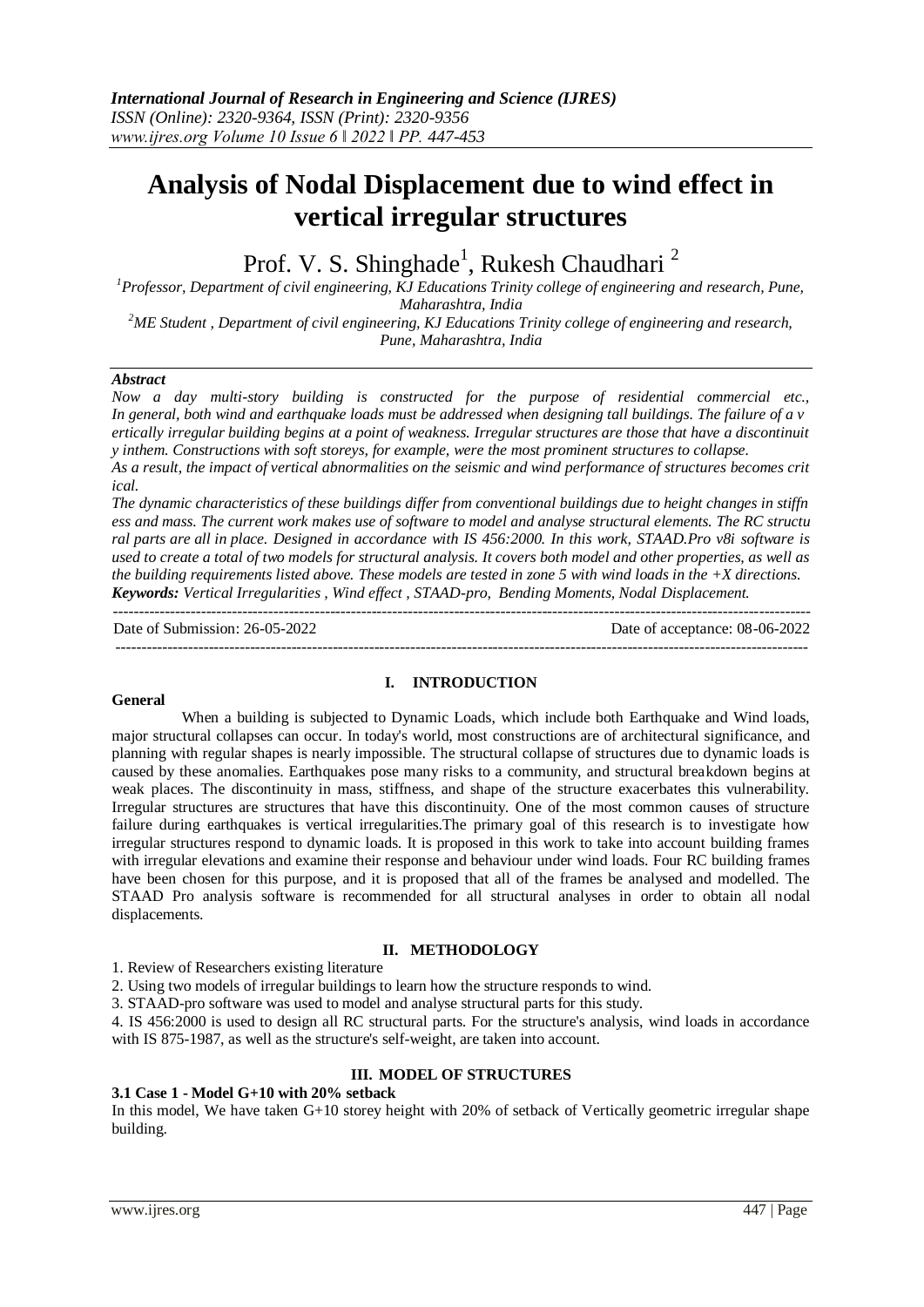# Analysis of Nodal Displacement due to wind effect in vertical irregular structures

Prof. V. S. Shinghade[1], Rukesh Chaudhari [2]

[1]Professor, Department of civil engineering, KJ Educations Trinity college of engineering and research, Pune, Maharashtra, India

[2]ME Student , Department of civil engineering, KJ Educations Trinity college of engineering and research, Pune, Maharashtra, India

***Abstract***

*Now a day multi-story building is constructed for the purpose of residential commercial etc., In general, both wind and earthquake loads must be addressed when designing tall buildings. The failure of a v ertically irregular building begins at a point of weakness. Irregular structures are those that have a discontinuit y inthem. Constructions with soft storeys, for example, were the most prominent structures to collapse.*

*As a result, the impact of vertical abnormalities on the seismic and wind performance of structures becomes crit ical.*

*The dynamic characteristics of these buildings differ from conventional buildings due to height changes in stiffn ess and mass. The current work makes use of software to model and analyse structural elements. The RC structu ral parts are all in place. Designed in accordance with IS 456:2000. In this work, STAAD.Pro v8i software is used to create a total of two models for structural analysis. It covers both model and other properties, as well as the building requirements listed above. These models are tested in zone 5 with wind loads in the +X directions.*

***Keywords:*** *Vertical Irregularities , Wind effect , STAAD-pro, Bending Moments, Nodal Displacement.*

Date of Submission: 26-05-2022 Date of acceptance: 08-06-2022

## I. INTRODUCTION

**General**

When a building is subjected to Dynamic Loads, which include both Earthquake and Wind loads, major structural collapses can occur. In today's world, most constructions are of architectural significance, and planning with regular shapes is nearly impossible. The structural collapse of structures due to dynamic loads is caused by these anomalies. Earthquakes pose many risks to a community, and structural breakdown begins at weak places. The discontinuity in mass, stiffness, and shape of the structure exacerbates this vulnerability. Irregular structures are structures that have this discontinuity. One of the most common causes of structure failure during earthquakes is vertical irregularities.The primary goal of this research is to investigate how irregular structures respond to dynamic loads. It is proposed in this work to take into account building frames with irregular elevations and examine their response and behaviour under wind loads. Four RC building frames have been chosen for this purpose, and it is proposed that all of the frames be analysed and modelled. The STAAD Pro analysis software is recommended for all structural analyses in order to obtain all nodal displacements.

## II. METHODOLOGY

1. Review of Researchers existing literature
2. Using two models of irregular buildings to learn how the structure responds to wind.
3. STAAD-pro software was used to model and analyse structural parts for this study.
4. IS 456:2000 is used to design all RC structural parts. For the structure's analysis, wind loads in accordance with IS 875-1987, as well as the structure's self-weight, are taken into account.

## III. MODEL OF STRUCTURES

### 3.1 Case 1 - Model G+10 with 20% setback

In this model, We have taken G+10 storey height with 20% of setback of Vertically geometric irregular shape building.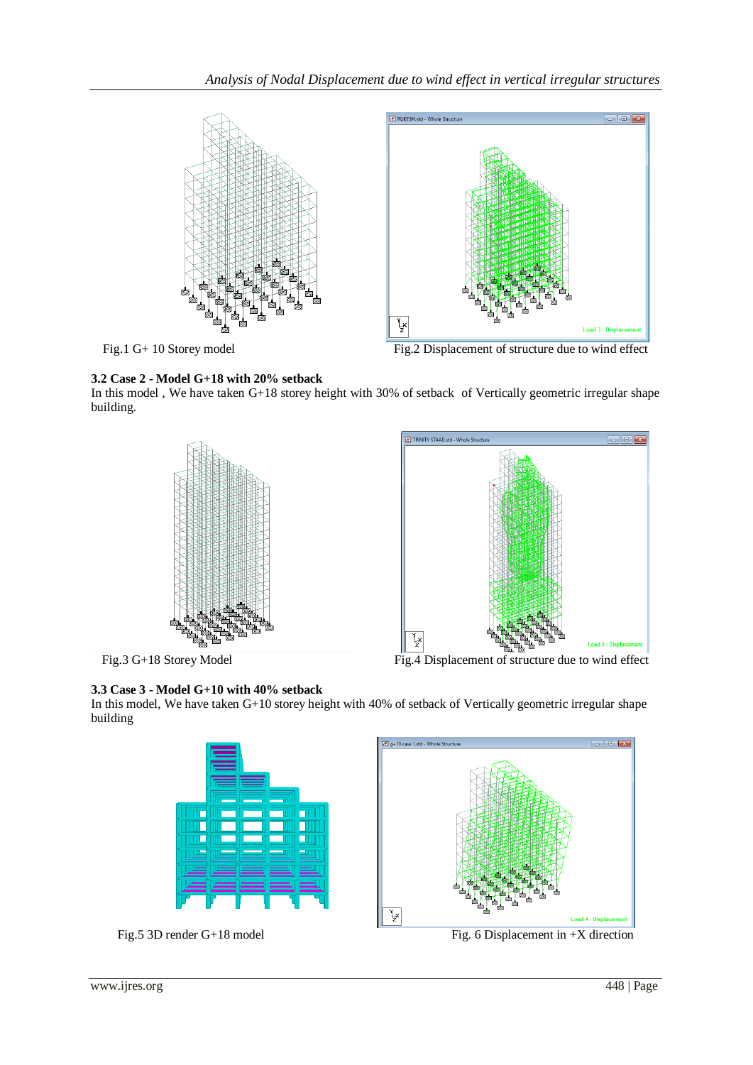Fig.1 G+ 10 Storey model

Fig.2 Displacement of structure due to wind effect

### 3.2 Case 2 - Model G+18 with 20% setback

In this model , We have taken G+18 storey height with 30% of setback of Vertically geometric irregular shape building.

Fig.3 G+18 Storey Model

Fig.4 Displacement of structure due to wind effect

### 3.3 Case 3 - Model G+10 with 40% setback

In this model, We have taken G+10 storey height with 40% of setback of Vertically geometric irregular shape building

Fig.5 3D render G+18 model

Fig. 6 Displacement in +X direction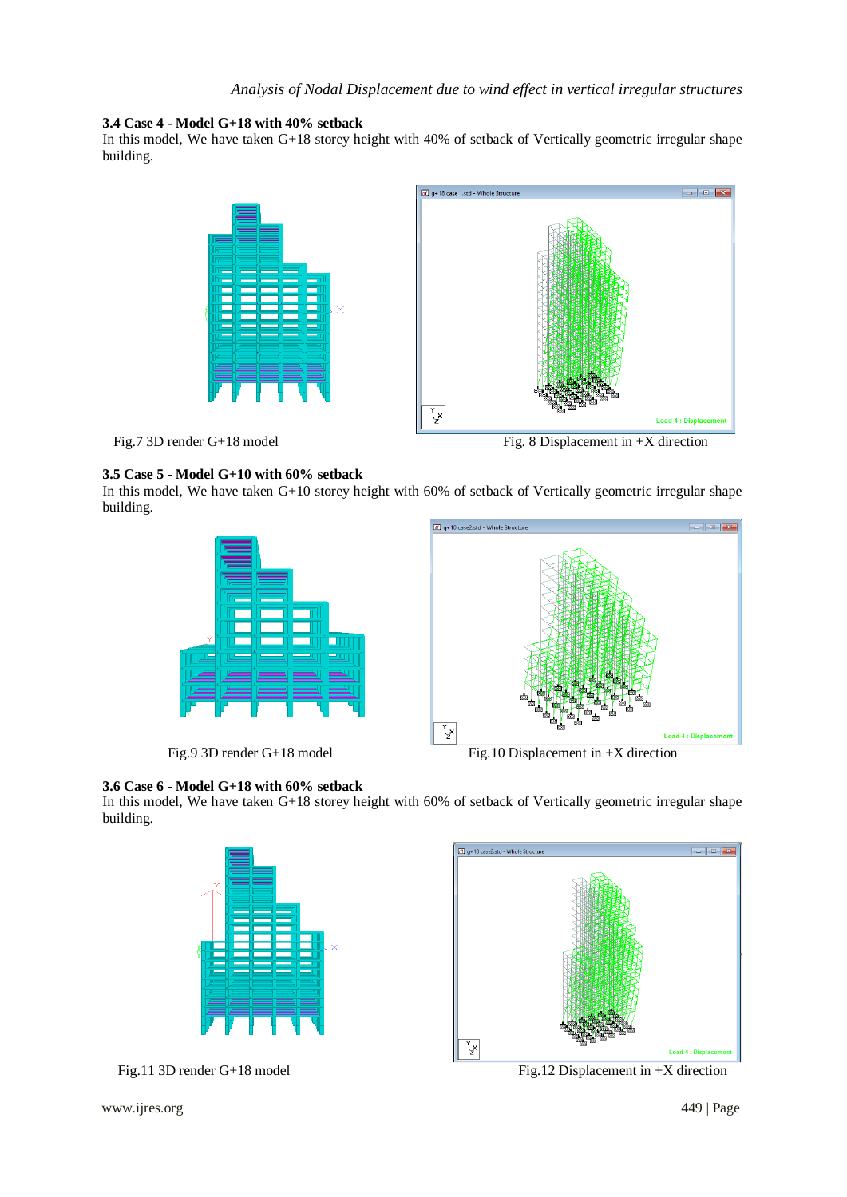### 3.4 Case 4 - Model G+18 with 40% setback

In this model, We have taken G+18 storey height with 40% of setback of Vertically geometric irregular shape building.

Fig.7 3D render G+18 model

Fig. 8 Displacement in +X direction

### 3.5 Case 5 - Model G+10 with 60% setback

In this model, We have taken G+10 storey height with 60% of setback of Vertically geometric irregular shape building.

Fig.9 3D render G+18 model

Fig.10 Displacement in +X direction

### 3.6 Case 6 - Model G+18 with 60% setback

In this model, We have taken G+18 storey height with 60% of setback of Vertically geometric irregular shape building.

Fig.11 3D render G+18 model

Fig.12 Displacement in +X direction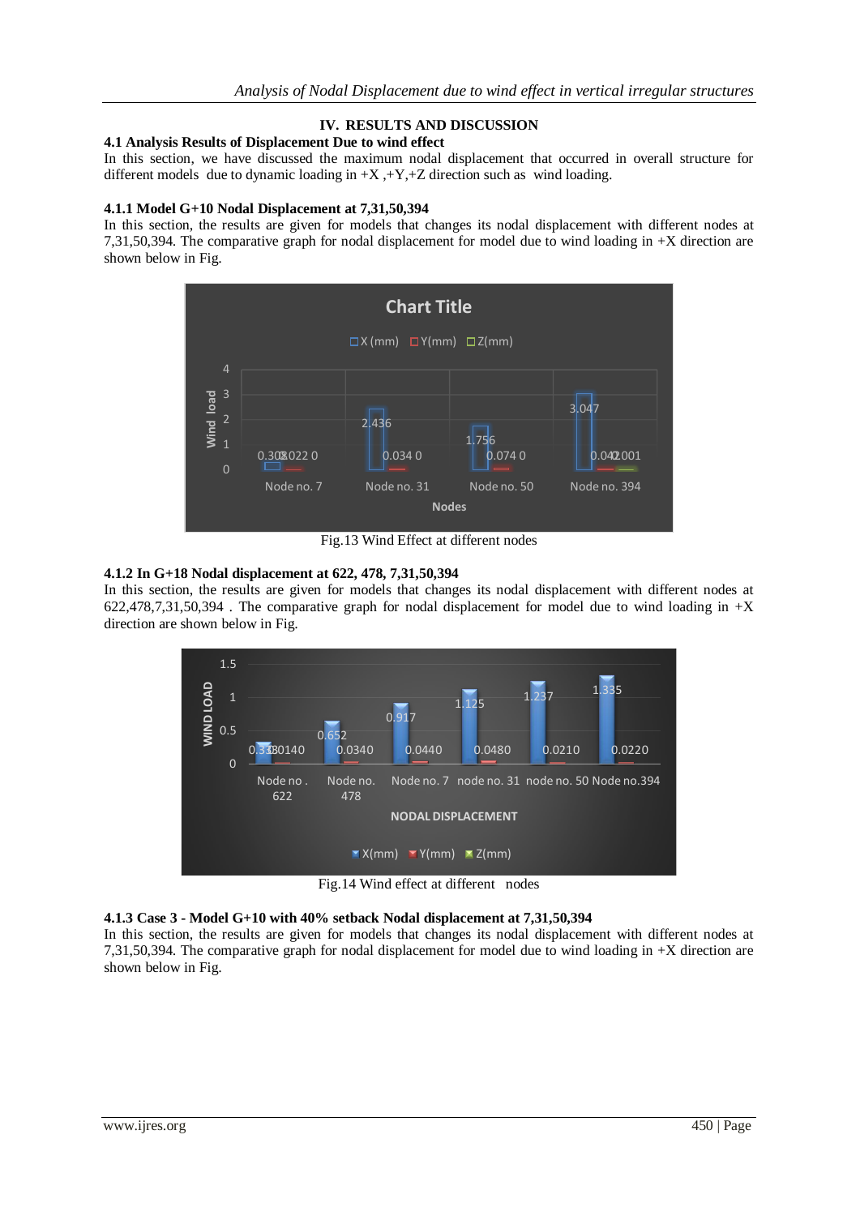## IV. RESULTS AND DISCUSSION

### 4.1 Analysis Results of Displacement Due to wind effect

In this section, we have discussed the maximum nodal displacement that occurred in overall structure for different models due to dynamic loading in +X ,+Y,+Z direction such as wind loading.

### 4.1.1 Model G+10 Nodal Displacement at 7,31,50,394

In this section, the results are given for models that changes its nodal displacement with different nodes at 7,31,50,394. The comparative graph for nodal displacement for model due to wind loading in +X direction are shown below in Fig.

Fig.13 Wind Effect at different nodes

### 4.1.2 In G+18 Nodal displacement at 622, 478, 7,31,50,394

In this section, the results are given for models that changes its nodal displacement with different nodes at 622,478,7,31,50,394 . The comparative graph for nodal displacement for model due to wind loading in +X direction are shown below in Fig.

Fig.14 Wind effect at different nodes

### 4.1.3 Case 3 - Model G+10 with 40% setback Nodal displacement at 7,31,50,394

In this section, the results are given for models that changes its nodal displacement with different nodes at 7,31,50,394. The comparative graph for nodal displacement for model due to wind loading in +X direction are shown below in Fig.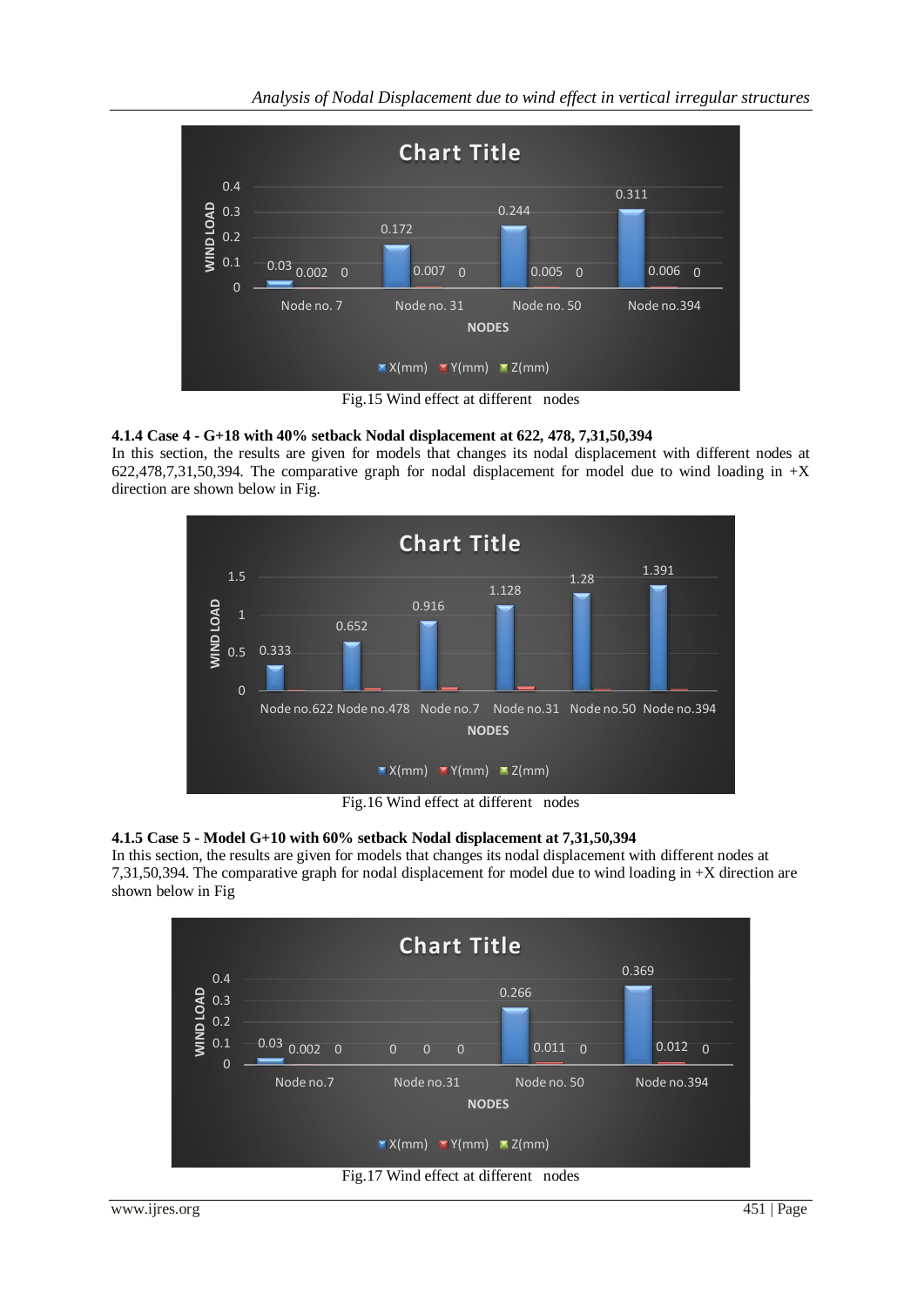Fig.15 Wind effect at different nodes

#### 4.1.4 Case 4 - G+18 with 40% setback Nodal displacement at 622, 478, 7,31,50,394

In this section, the results are given for models that changes its nodal displacement with different nodes at 622,478,7,31,50,394. The comparative graph for nodal displacement for model due to wind loading in +X direction are shown below in Fig.

Fig.16 Wind effect at different nodes

#### 4.1.5 Case 5 - Model G+10 with 60% setback Nodal displacement at 7,31,50,394

In this section, the results are given for models that changes its nodal displacement with different nodes at 7,31,50,394. The comparative graph for nodal displacement for model due to wind loading in +X direction are shown below in Fig

Fig.17 Wind effect at different nodes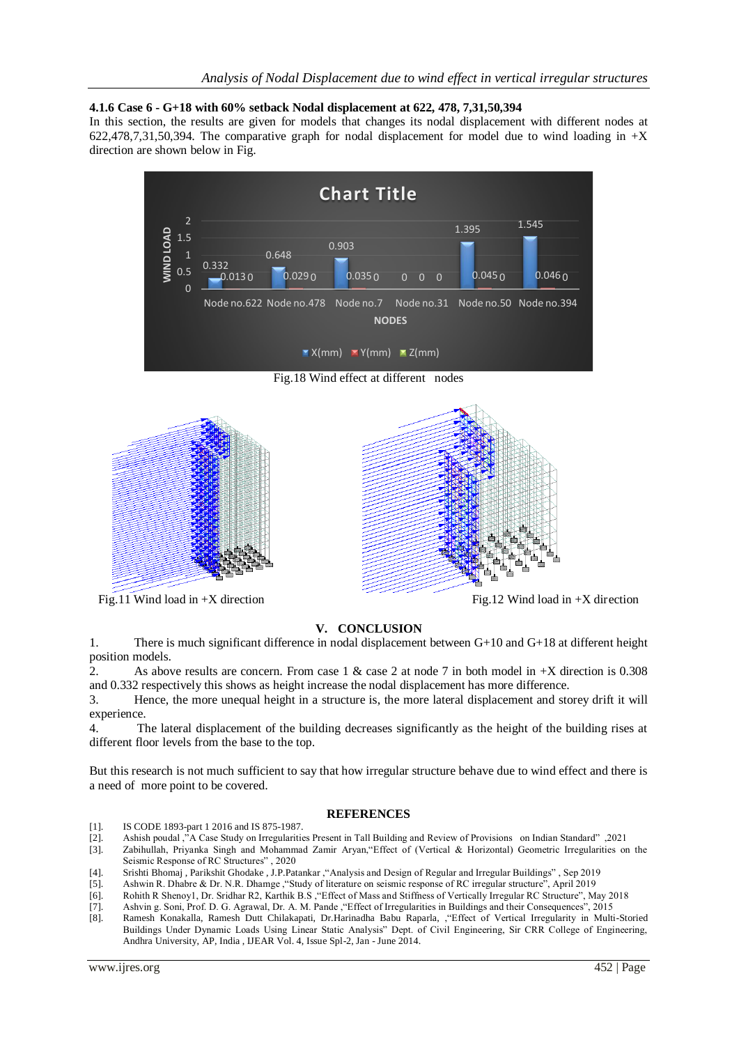#### 4.1.6 Case 6 - G+18 with 60% setback Nodal displacement at 622, 478, 7,31,50,394

In this section, the results are given for models that changes its nodal displacement with different nodes at 622,478,7,31,50,394. The comparative graph for nodal displacement for model due to wind loading in +X direction are shown below in Fig.

Fig.18 Wind effect at different nodes

Fig.11 Wind load in +X direction

Fig.12 Wind load in +X direction

## V. CONCLUSION

1. There is much significant difference in nodal displacement between G+10 and G+18 at different height position models.
2. As above results are concern. From case 1 & case 2 at node 7 in both model in +X direction is 0.308 and 0.332 respectively this shows as height increase the nodal displacement has more difference.
3. Hence, the more unequal height in a structure is, the more lateral displacement and storey drift it will experience.
4. The lateral displacement of the building decreases significantly as the height of the building rises at different floor levels from the base to the top.

But this research is not much sufficient to say that how irregular structure behave due to wind effect and there is a need of more point to be covered.

## REFERENCES

[1]. IS CODE 1893-part 1 2016 and IS 875-1987.
[2]. Ashish poudal ,"A Case Study on Irregularities Present in Tall Building and Review of Provisions on Indian Standard" ,2021
[3]. Zabihullah, Priyanka Singh and Mohammad Zamir Aryan,"Effect of (Vertical & Horizontal) Geometric Irregularities on the Seismic Response of RC Structures" , 2020
[4]. Srishti Bhomaj , Parikshit Ghodake , J.P.Patankar ,"Analysis and Design of Regular and Irregular Buildings" , Sep 2019
[5]. Ashwin R. Dhabre & Dr. N.R. Dhamge ,"Study of literature on seismic response of RC irregular structure", April 2019
[6]. Rohith R Shenoy1, Dr. Sridhar R2, Karthik B.S ,"Effect of Mass and Stiffness of Vertically Irregular RC Structure", May 2018
[7]. Ashvin g. Soni, Prof. D. G. Agrawal, Dr. A. M. Pande ,"Effect of Irregularities in Buildings and their Consequences", 2015
[8]. Ramesh Konakalla, Ramesh Dutt Chilakapati, Dr.Harinadha Babu Raparla, ,"Effect of Vertical Irregularity in Multi-Storied Buildings Under Dynamic Loads Using Linear Static Analysis" Dept. of Civil Engineering, Sir CRR College of Engineering, Andhra University, AP, India , IJEAR Vol. 4, Issue Spl-2, Jan - June 2014.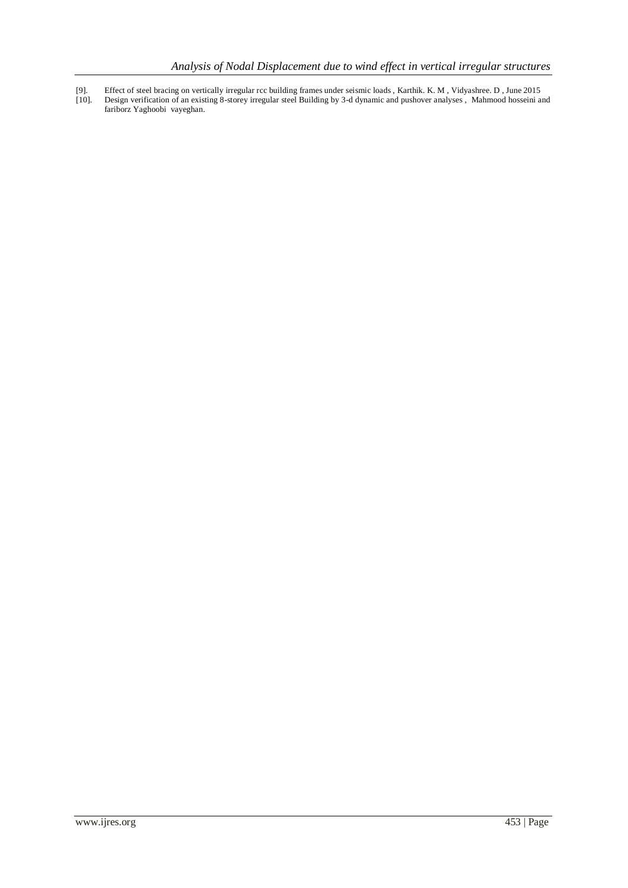[9]. Effect of steel bracing on vertically irregular rcc building frames under seismic loads , Karthik. K. M , Vidyashree. D , June 2015

[10]. Design verification of an existing 8-storey irregular steel Building by 3-d dynamic and pushover analyses , Mahmood hosseini and fariborz Yaghoobi vayeghan.